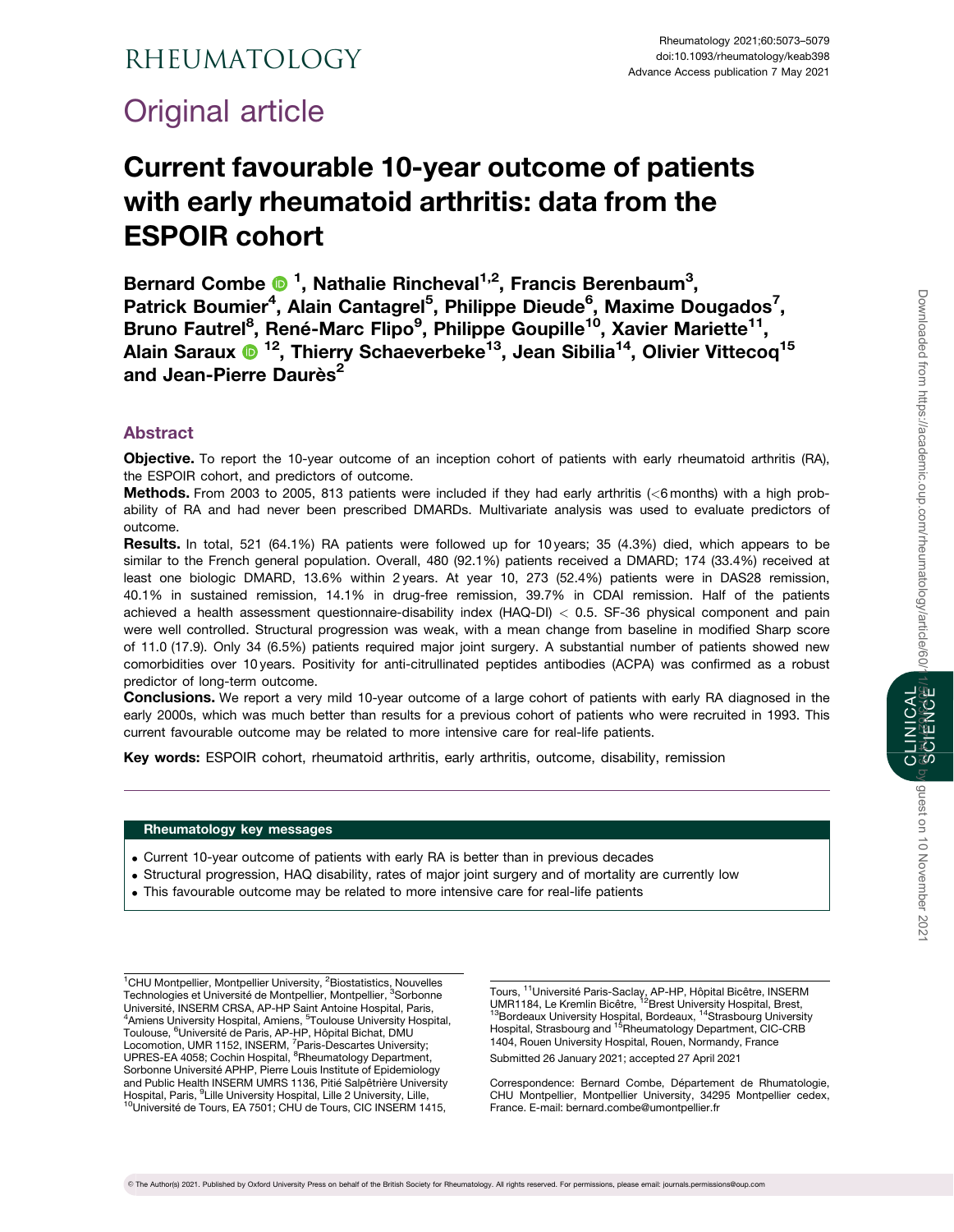RHEUMATOLOGY

Original article

# Current favourable 10-year outcome of patients with early rheumatoid arthritis: data from the ESPOIR cohort

**Bernard Combe [1], Nathalie Rincheval[1,2], Francis Berenbaum[3], Patrick Boumier[4], Alain Cantagrel[5], Philippe Dieude[6], Maxime Dougados[7], Bruno Fautrel[8], René-Marc Flipo[9], Philippe Goupille[10], Xavier Mariette[11], Alain Saraux [12], Thierry Schaeverbeke[13], Jean Sibilia[14], Olivier Vittecoq[15] and Jean-Pierre Daurès[2]**

## Abstract

**Objective.** To report the 10-year outcome of an inception cohort of patients with early rheumatoid arthritis (RA), the ESPOIR cohort, and predictors of outcome.

**Methods.** From 2003 to 2005, 813 patients were included if they had early arthritis (<6 months) with a high probability of RA and had never been prescribed DMARDs. Multivariate analysis was used to evaluate predictors of outcome.

**Results.** In total, 521 (64.1%) RA patients were followed up for 10 years; 35 (4.3%) died, which appears to be similar to the French general population. Overall, 480 (92.1%) patients received a DMARD; 174 (33.4%) received at least one biologic DMARD, 13.6% within 2 years. At year 10, 273 (52.4%) patients were in DAS28 remission, 40.1% in sustained remission, 14.1% in drug-free remission, 39.7% in CDAI remission. Half of the patients achieved a health assessment questionnaire-disability index (HAQ-DI) < 0.5. SF-36 physical component and pain were well controlled. Structural progression was weak, with a mean change from baseline in modified Sharp score of 11.0 (17.9). Only 34 (6.5%) patients required major joint surgery. A substantial number of patients showed new comorbidities over 10 years. Positivity for anti-citrullinated peptides antibodies (ACPA) was confirmed as a robust predictor of long-term outcome.

**Conclusions.** We report a very mild 10-year outcome of a large cohort of patients with early RA diagnosed in the early 2000s, which was much better than results for a previous cohort of patients who were recruited in 1993. This current favourable outcome may be related to more intensive care for real-life patients.

**Key words:** ESPOIR cohort, rheumatoid arthritis, early arthritis, outcome, disability, remission

**Rheumatology key messages**

- Current 10-year outcome of patients with early RA is better than in previous decades
- Structural progression, HAQ disability, rates of major joint surgery and of mortality are currently low
- This favourable outcome may be related to more intensive care for real-life patients

[1]CHU Montpellier, Montpellier University, [2]Biostatistics, Nouvelles Technologies et Université de Montpellier, Montpellier, [3]Sorbonne Université, INSERM CRSA, AP-HP Saint Antoine Hospital, Paris, [4]Amiens University Hospital, Amiens, [5]Toulouse University Hospital, Toulouse, [6]Université de Paris, AP-HP, Hôpital Bichat, DMU Locomotion, UMR 1152, INSERM, [7]Paris-Descartes University; UPRES-EA 4058; Cochin Hospital, [8]Rheumatology Department, Sorbonne Université APHP, Pierre Louis Institute of Epidemiology and Public Health INSERM UMRS 1136, Pitié Salpêtrière University Hospital, Paris, [9]Lille University Hospital, Lille 2 University, Lille, [10]Université de Tours, EA 7501; CHU de Tours, CIC INSERM 1415, Tours, [11]Université Paris-Saclay, AP-HP, Hôpital Bicêtre, INSERM UMR1184, Le Kremlin Bicêtre, [12]Brest University Hospital, Brest, [13]Bordeaux University Hospital, Bordeaux, [14]Strasbourg University Hospital, Strasbourg and [15]Rheumatology Department, CIC-CRB 1404, Rouen University Hospital, Rouen, Normandy, France

Submitted 26 January 2021; accepted 27 April 2021

Correspondence: Bernard Combe, Département de Rhumatologie, CHU Montpellier, Montpellier University, 34295 Montpellier cedex, France. E-mail: bernard.combe@umontpellier.fr

© The Author(s) 2021. Published by Oxford University Press on behalf of the British Society for Rheumatology. All rights reserved. For permissions, please email: journals.permissions@oup.com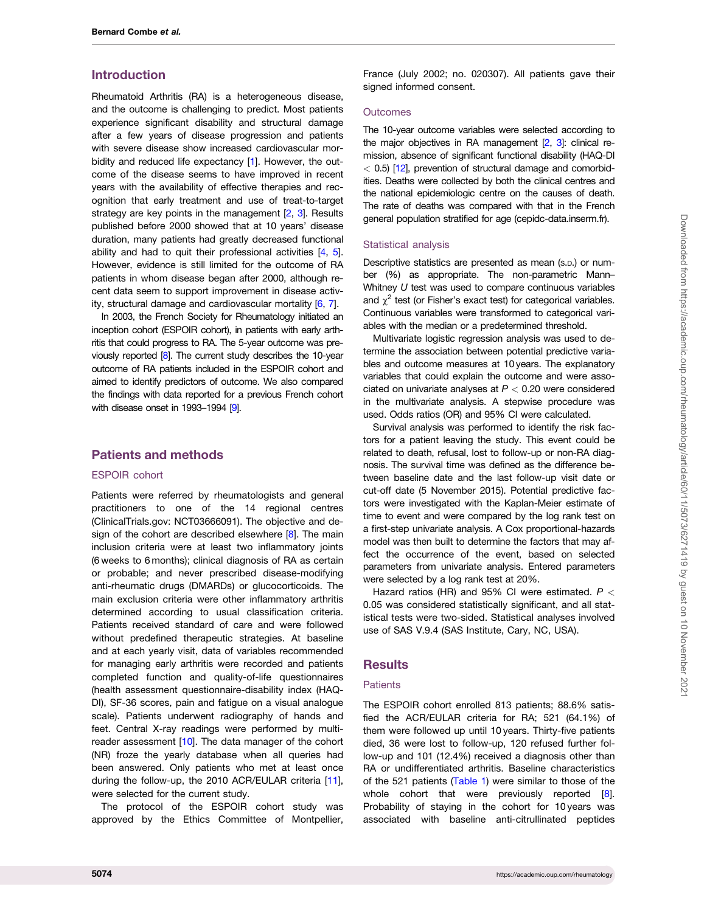## Introduction

Rheumatoid Arthritis (RA) is a heterogeneous disease, and the outcome is challenging to predict. Most patients experience significant disability and structural damage after a few years of disease progression and patients with severe disease show increased cardiovascular morbidity and reduced life expectancy [1]. However, the outcome of the disease seems to have improved in recent years with the availability of effective therapies and recognition that early treatment and use of treat-to-target strategy are key points in the management [2, 3]. Results published before 2000 showed that at 10 years' disease duration, many patients had greatly decreased functional ability and had to quit their professional activities [4, 5]. However, evidence is still limited for the outcome of RA patients in whom disease began after 2000, although recent data seem to support improvement in disease activity, structural damage and cardiovascular mortality [6, 7].

In 2003, the French Society for Rheumatology initiated an inception cohort (ESPOIR cohort), in patients with early arthritis that could progress to RA. The 5-year outcome was previously reported [8]. The current study describes the 10-year outcome of RA patients included in the ESPOIR cohort and aimed to identify predictors of outcome. We also compared the findings with data reported for a previous French cohort with disease onset in 1993–1994 [9].

## Patients and methods

### ESPOIR cohort

Patients were referred by rheumatologists and general practitioners to one of the 14 regional centres (ClinicalTrials.gov: NCT03666091). The objective and design of the cohort are described elsewhere [8]. The main inclusion criteria were at least two inflammatory joints (6 weeks to 6 months); clinical diagnosis of RA as certain or probable; and never prescribed disease-modifying anti-rheumatic drugs (DMARDs) or glucocorticoids. The main exclusion criteria were other inflammatory arthritis determined according to usual classification criteria. Patients received standard of care and were followed without predefined therapeutic strategies. At baseline and at each yearly visit, data of variables recommended for managing early arthritis were recorded and patients completed function and quality-of-life questionnaires (health assessment questionnaire-disability index (HAQ-DI), SF-36 scores, pain and fatigue on a visual analogue scale). Patients underwent radiography of hands and feet. Central X-ray readings were performed by multi-reader assessment [10]. The data manager of the cohort (NR) froze the yearly database when all queries had been answered. Only patients who met at least once during the follow-up, the 2010 ACR/EULAR criteria [11], were selected for the current study.

The protocol of the ESPOIR cohort study was approved by the Ethics Committee of Montpellier, France (July 2002; no. 020307). All patients gave their signed informed consent.

### Outcomes

The 10-year outcome variables were selected according to the major objectives in RA management [2, 3]: clinical remission, absence of significant functional disability (HAQ-DI $< 0.5$) [12], prevention of structural damage and comorbidities. Deaths were collected by both the clinical centres and the national epidemiologic centre on the causes of death. The rate of deaths was compared with that in the French general population stratified for age (cepidc-data.inserm.fr).

### Statistical analysis

Descriptive statistics are presented as mean (S.D.) or number (%) as appropriate. The non-parametric Mann–Whitney *U* test was used to compare continuous variables and $\chi^2$ test (or Fisher's exact test) for categorical variables. Continuous variables were transformed to categorical variables with the median or a predetermined threshold.

Multivariate logistic regression analysis was used to determine the association between potential predictive variables and outcome measures at 10 years. The explanatory variables that could explain the outcome and were associated on univariate analyses at $P < 0.20$ were considered in the multivariate analysis. A stepwise procedure was used. Odds ratios (OR) and 95% CI were calculated.

Survival analysis was performed to identify the risk factors for a patient leaving the study. This event could be related to death, refusal, lost to follow-up or non-RA diagnosis. The survival time was defined as the difference between baseline date and the last follow-up visit date or cut-off date (5 November 2015). Potential predictive factors were investigated with the Kaplan-Meier estimate of time to event and were compared by the log rank test on a first-step univariate analysis. A Cox proportional-hazards model was then built to determine the factors that may affect the occurrence of the event, based on selected parameters from univariate analysis. Entered parameters were selected by a log rank test at 20%.

Hazard ratios (HR) and 95% CI were estimated. $P < 0.05$ was considered statistically significant, and all statistical tests were two-sided. Statistical analyses involved use of SAS V.9.4 (SAS Institute, Cary, NC, USA).

## Results

### Patients

The ESPOIR cohort enrolled 813 patients; 88.6% satisfied the ACR/EULAR criteria for RA; 521 (64.1%) of them were followed up until 10 years. Thirty-five patients died, 36 were lost to follow-up, 120 refused further follow-up and 101 (12.4%) received a diagnosis other than RA or undifferentiated arthritis. Baseline characteristics of the 521 patients (Table 1) were similar to those of the whole cohort that were previously reported [8]. Probability of staying in the cohort for 10 years was associated with baseline anti-citrullinated peptides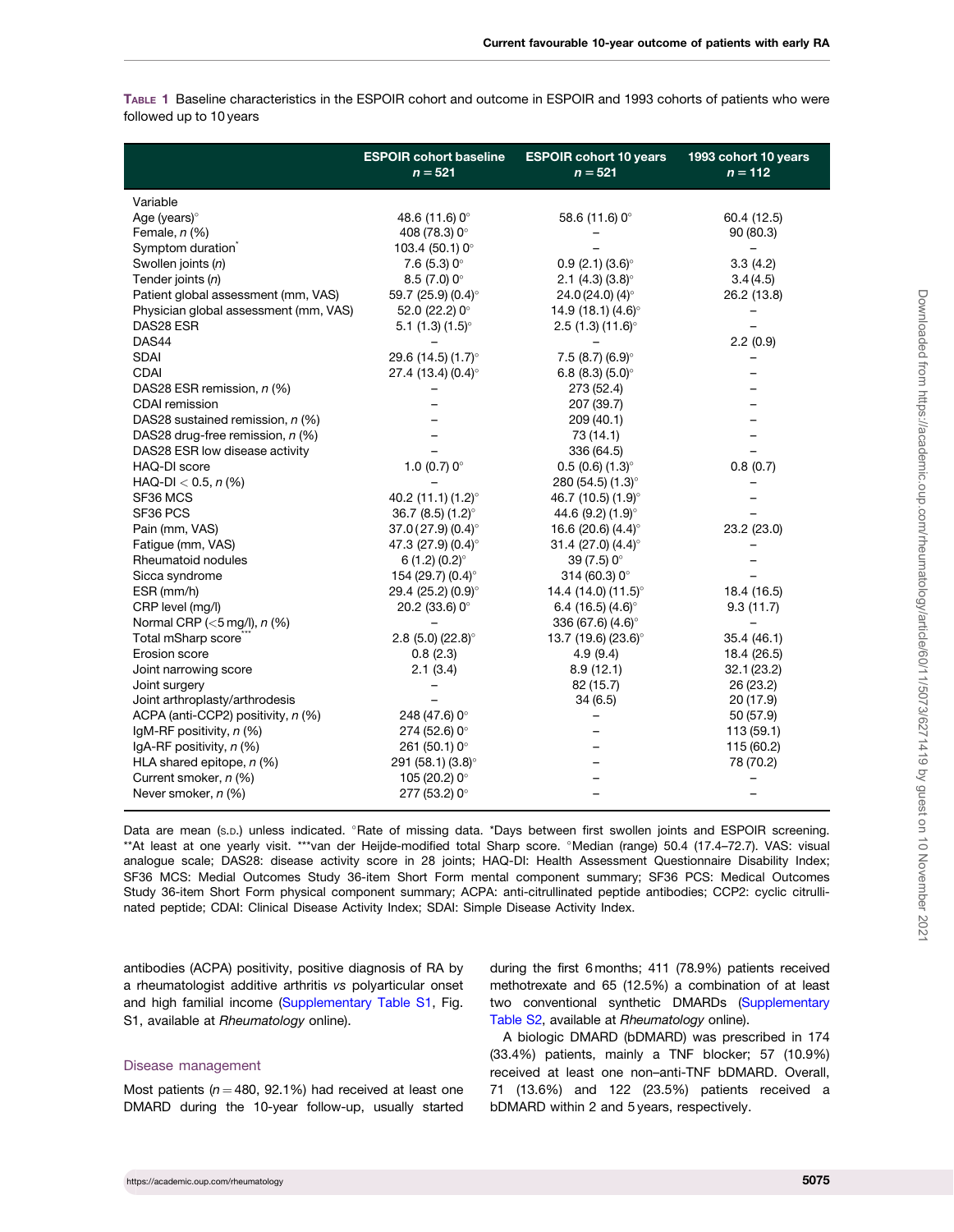**Table 1** Baseline characteristics in the ESPOIR cohort and outcome in ESPOIR and 1993 cohorts of patients who were followed up to 10 years

| | ESPOIR cohort baseline $n = 521$ | ESPOIR cohort 10 years $n = 521$ | 1993 cohort 10 years $n = 112$ |
|---|---|---|---|
| Variable | | | |
| Age (years)° | 48.6 (11.6) 0° | 58.6 (11.6) 0° | 60.4 (12.5) |
| Female, *n* (%) | 408 (78.3) 0° | – | 90 (80.3) |
| Symptom duration* | 103.4 (50.1) 0° | – | – |
| Swollen joints (*n*) | 7.6 (5.3) 0° | 0.9 (2.1) (3.6)° | 3.3 (4.2) |
| Tender joints (*n*) | 8.5 (7.0) 0° | 2.1 (4.3) (3.8)° | 3.4 (4.5) |
| Patient global assessment (mm, VAS) | 59.7 (25.9) (0.4)° | 24.0 (24.0) (4)° | 26.2 (13.8) |
| Physician global assessment (mm, VAS) | 52.0 (22.2) 0° | 14.9 (18.1) (4.6)° | – |
| DAS28 ESR | 5.1 (1.3) (1.5)° | 2.5 (1.3) (11.6)° | – |
| DAS44 | – | – | 2.2 (0.9) |
| SDAI | 29.6 (14.5) (1.7)° | 7.5 (8.7) (6.9)° | – |
| CDAI | 27.4 (13.4) (0.4)° | 6.8 (8.3) (5.0)° | – |
| DAS28 ESR remission, *n* (%) | – | 273 (52.4) | – |
| CDAI remission | – | 207 (39.7) | – |
| DAS28 sustained remission, *n* (%) | – | 209 (40.1) | – |
| DAS28 drug-free remission, *n* (%) | – | 73 (14.1) | – |
| DAS28 ESR low disease activity | – | 336 (64.5) | – |
| HAQ-DI score | 1.0 (0.7) 0° | 0.5 (0.6) (1.3)° | 0.8 (0.7) |
| HAQ-DI < 0.5, *n* (%) | – | 280 (54.5) (1.3)° | – |
| SF36 MCS | 40.2 (11.1) (1.2)° | 46.7 (10.5) (1.9)° | – |
| SF36 PCS | 36.7 (8.5) (1.2)° | 44.6 (9.2) (1.9)° | – |
| Pain (mm, VAS) | 37.0 (27.9) (0.4)° | 16.6 (20.6) (4.4)° | 23.2 (23.0) |
| Fatigue (mm, VAS) | 47.3 (27.9) (0.4)° | 31.4 (27.0) (4.4)° | – |
| Rheumatoid nodules | 6 (1.2) (0.2)° | 39 (7.5) 0° | – |
| Sicca syndrome | 154 (29.7) (0.4)° | 314 (60.3) 0° | – |
| ESR (mm/h) | 29.4 (25.2) (0.9)° | 14.4 (14.0) (11.5)° | 18.4 (16.5) |
| CRP level (mg/l) | 20.2 (33.6) 0° | 6.4 (16.5) (4.6)° | 9.3 (11.7) |
| Normal CRP (<5 mg/l), *n* (%) | – | 336 (67.6) (4.6)° | – |
| Total mSharp score*** | 2.8 (5.0) (22.8)° | 13.7 (19.6) (23.6)° | 35.4 (46.1) |
| Erosion score | 0.8 (2.3) | 4.9 (9.4) | 18.4 (26.5) |
| Joint narrowing score | 2.1 (3.4) | 8.9 (12.1) | 32.1 (23.2) |
| Joint surgery | – | 82 (15.7) | 26 (23.2) |
| Joint arthroplasty/arthrodesis | – | 34 (6.5) | 20 (17.9) |
| ACPA (anti-CCP2) positivity, *n* (%) | 248 (47.6) 0° | – | 50 (57.9) |
| IgM-RF positivity, *n* (%) | 274 (52.6) 0° | – | 113 (59.1) |
| IgA-RF positivity, *n* (%) | 261 (50.1) 0° | – | 115 (60.2) |
| HLA shared epitope, *n* (%) | 291 (58.1) (3.8)° | – | 78 (70.2) |
| Current smoker, *n* (%) | 105 (20.2) 0° | – | – |
| Never smoker, *n* (%) | 277 (53.2) 0° | – | – |

Data are mean (S.D.) unless indicated. °Rate of missing data. *Days between first swollen joints and ESPOIR screening. **At least at one yearly visit. ***van der Heijde-modified total Sharp score. °Median (range) 50.4 (17.4–72.7). VAS: visual analogue scale; DAS28: disease activity score in 28 joints; HAQ-DI: Health Assessment Questionnaire Disability Index; SF36 MCS: Medial Outcomes Study 36-item Short Form mental component summary; SF36 PCS: Medical Outcomes Study 36-item Short Form physical component summary; ACPA: anti-citrullinated peptide antibodies; CCP2: cyclic citrullinated peptide; CDAI: Clinical Disease Activity Index; SDAI: Simple Disease Activity Index.

antibodies (ACPA) positivity, positive diagnosis of RA by a rheumatologist additive arthritis *vs* polyarticular onset and high familial income (Supplementary Table S1, Fig. S1, available at *Rheumatology* online).

## Disease management

Most patients ($n = 480$, 92.1%) had received at least one DMARD during the 10-year follow-up, usually started during the first 6 months; 411 (78.9%) patients received methotrexate and 65 (12.5%) a combination of at least two conventional synthetic DMARDs (Supplementary Table S2, available at *Rheumatology* online).

A biologic DMARD (bDMARD) was prescribed in 174 (33.4%) patients, mainly a TNF blocker; 57 (10.9%) received at least one non–anti-TNF bDMARD. Overall, 71 (13.6%) and 122 (23.5%) patients received a bDMARD within 2 and 5 years, respectively.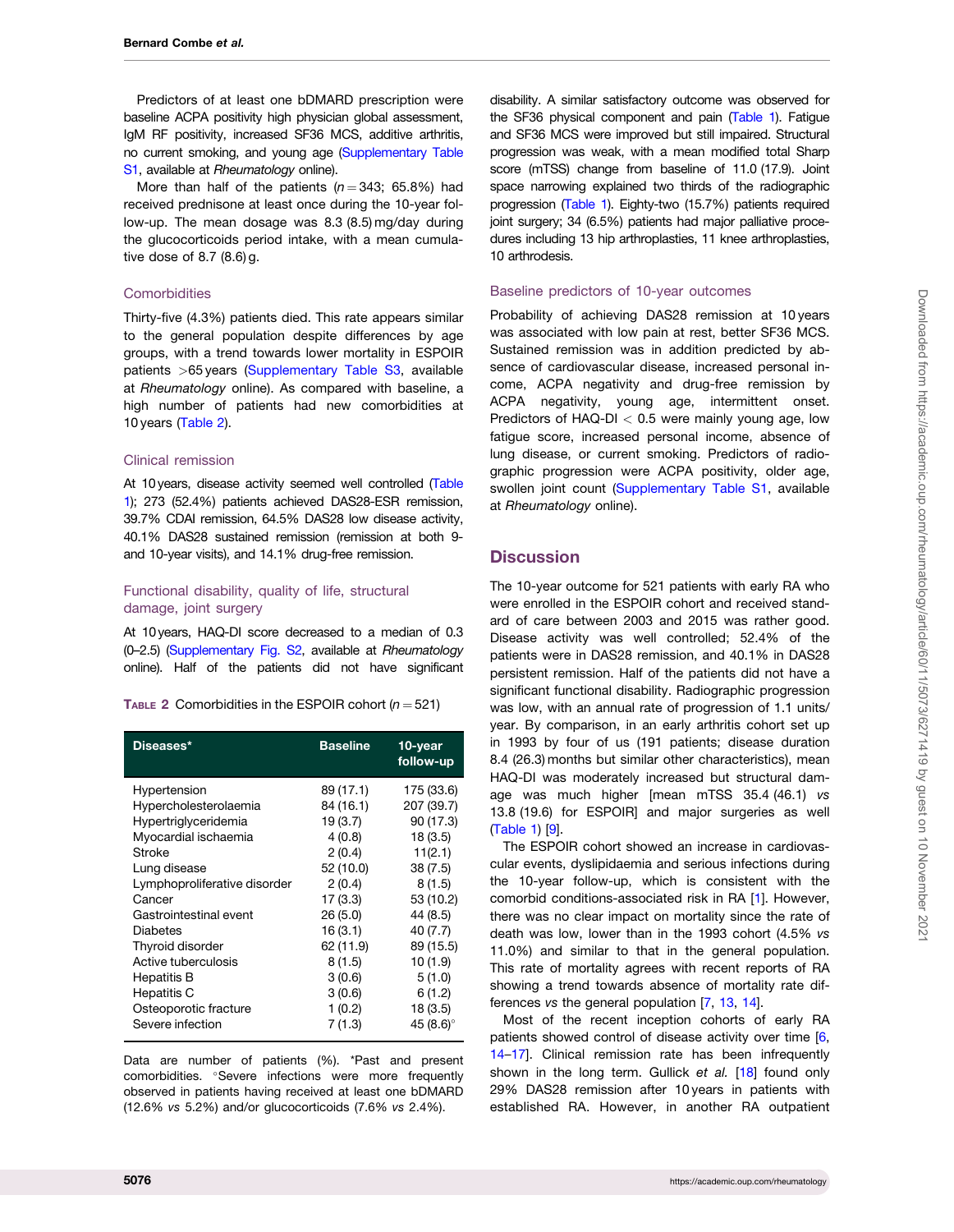Predictors of at least one bDMARD prescription were baseline ACPA positivity high physician global assessment, IgM RF positivity, increased SF36 MCS, additive arthritis, no current smoking, and young age (Supplementary Table S1, available at *Rheumatology* online).

More than half of the patients ($n = 343$; 65.8%) had received prednisone at least once during the 10-year follow-up. The mean dosage was 8.3 (8.5) mg/day during the glucocorticoids period intake, with a mean cumulative dose of 8.7 (8.6) g.

### Comorbidities

Thirty-five (4.3%) patients died. This rate appears similar to the general population despite differences by age groups, with a trend towards lower mortality in ESPOIR patients >65 years (Supplementary Table S3, available at *Rheumatology* online). As compared with baseline, a high number of patients had new comorbidities at 10 years (Table 2).

### Clinical remission

At 10 years, disease activity seemed well controlled (Table 1); 273 (52.4%) patients achieved DAS28-ESR remission, 39.7% CDAI remission, 64.5% DAS28 low disease activity, 40.1% DAS28 sustained remission (remission at both 9- and 10-year visits), and 14.1% drug-free remission.

### Functional disability, quality of life, structural damage, joint surgery

At 10 years, HAQ-DI score decreased to a median of 0.3 (0–2.5) (Supplementary Fig. S2, available at *Rheumatology* online). Half of the patients did not have significant disability. A similar satisfactory outcome was observed for the SF36 physical component and pain (Table 1). Fatigue and SF36 MCS were improved but still impaired. Structural progression was weak, with a mean modified total Sharp score (mTSS) change from baseline of 11.0 (17.9). Joint space narrowing explained two thirds of the radiographic progression (Table 1). Eighty-two (15.7%) patients required joint surgery; 34 (6.5%) patients had major palliative procedures including 13 hip arthroplasties, 11 knee arthroplasties, 10 arthrodesis.

TABLE 2 Comorbidities in the ESPOIR cohort ($n = 521$)

| Diseases* | Baseline | 10-year follow-up |
|---|---|---|
| Hypertension | 89 (17.1) | 175 (33.6) |
| Hypercholesterolaemia | 84 (16.1) | 207 (39.7) |
| Hypertriglyceridemia | 19 (3.7) | 90 (17.3) |
| Myocardial ischaemia | 4 (0.8) | 18 (3.5) |
| Stroke | 2 (0.4) | 11(2.1) |
| Lung disease | 52 (10.0) | 38 (7.5) |
| Lymphoproliferative disorder | 2 (0.4) | 8 (1.5) |
| Cancer | 17 (3.3) | 53 (10.2) |
| Gastrointestinal event | 26 (5.0) | 44 (8.5) |
| Diabetes | 16 (3.1) | 40 (7.7) |
| Thyroid disorder | 62 (11.9) | 89 (15.5) |
| Active tuberculosis | 8 (1.5) | 10 (1.9) |
| Hepatitis B | 3 (0.6) | 5 (1.0) |
| Hepatitis C | 3 (0.6) | 6 (1.2) |
| Osteoporotic fracture | 1 (0.2) | 18 (3.5) |
| Severe infection | 7 (1.3) | 45 (8.6)° |

Data are number of patients (%). *Past and present comorbidities. °Severe infections were more frequently observed in patients having received at least one bDMARD (12.6% vs 5.2%) and/or glucocorticoids (7.6% vs 2.4%).

### Baseline predictors of 10-year outcomes

Probability of achieving DAS28 remission at 10 years was associated with low pain at rest, better SF36 MCS. Sustained remission was in addition predicted by absence of cardiovascular disease, increased personal income, ACPA negativity and drug-free remission by ACPA negativity, young age, intermittent onset. Predictors of HAQ-DI $< 0.5$ were mainly young age, low fatigue score, increased personal income, absence of lung disease, or current smoking. Predictors of radiographic progression were ACPA positivity, older age, swollen joint count (Supplementary Table S1, available at *Rheumatology* online).

## Discussion

The 10-year outcome for 521 patients with early RA who were enrolled in the ESPOIR cohort and received standard of care between 2003 and 2015 was rather good. Disease activity was well controlled; 52.4% of the patients were in DAS28 remission, and 40.1% in DAS28 persistent remission. Half of the patients did not have a significant functional disability. Radiographic progression was low, with an annual rate of progression of 1.1 units/year. By comparison, in an early arthritis cohort set up in 1993 by four of us (191 patients; disease duration 8.4 (26.3) months but similar other characteristics), mean HAQ-DI was moderately increased but structural damage was much higher [mean mTSS 35.4 (46.1) *vs* 13.8 (19.6) for ESPOIR] and major surgeries as well (Table 1) [9].

The ESPOIR cohort showed an increase in cardiovascular events, dyslipidaemia and serious infections during the 10-year follow-up, which is consistent with the comorbid conditions-associated risk in RA [1]. However, there was no clear impact on mortality since the rate of death was low, lower than in the 1993 cohort (4.5% *vs* 11.0%) and similar to that in the general population. This rate of mortality agrees with recent reports of RA showing a trend towards absence of mortality rate differences *vs* the general population [7, 13, 14].

Most of the recent inception cohorts of early RA patients showed control of disease activity over time [6, 14–17]. Clinical remission rate has been infrequently shown in the long term. Gullick *et al.* [18] found only 29% DAS28 remission after 10 years in patients with established RA. However, in another RA outpatient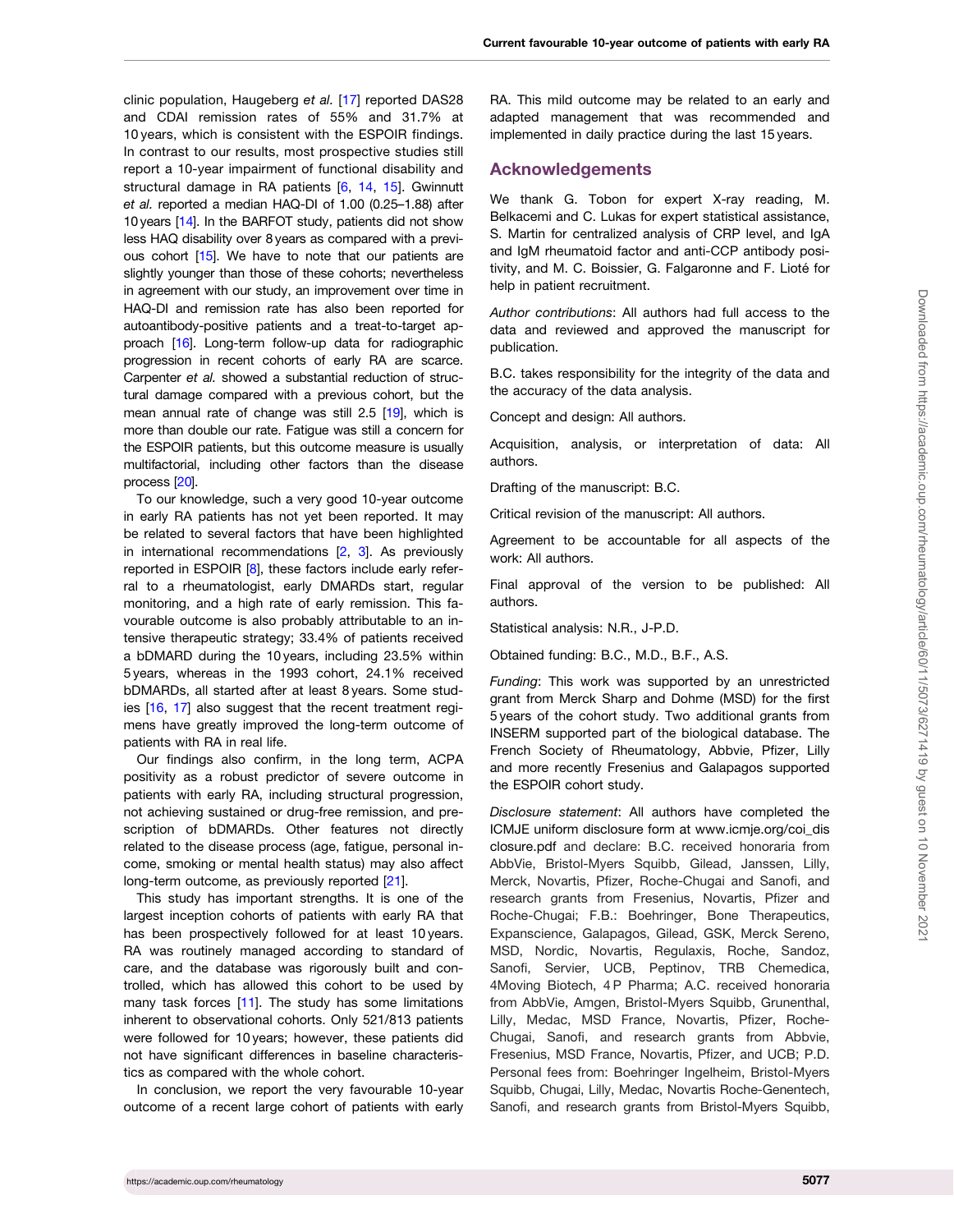clinic population, Haugeberg *et al.* [17] reported DAS28 and CDAI remission rates of 55% and 31.7% at 10 years, which is consistent with the ESPOIR findings. In contrast to our results, most prospective studies still report a 10-year impairment of functional disability and structural damage in RA patients [6, 14, 15]. Gwinnutt *et al.* reported a median HAQ-DI of 1.00 (0.25–1.88) after 10 years [14]. In the BARFOT study, patients did not show less HAQ disability over 8 years as compared with a previous cohort [15]. We have to note that our patients are slightly younger than those of these cohorts; nevertheless in agreement with our study, an improvement over time in HAQ-DI and remission rate has also been reported for autoantibody-positive patients and a treat-to-target approach [16]. Long-term follow-up data for radiographic progression in recent cohorts of early RA are scarce. Carpenter *et al.* showed a substantial reduction of structural damage compared with a previous cohort, but the mean annual rate of change was still 2.5 [19], which is more than double our rate. Fatigue was still a concern for the ESPOIR patients, but this outcome measure is usually multifactorial, including other factors than the disease process [20].

To our knowledge, such a very good 10-year outcome in early RA patients has not yet been reported. It may be related to several factors that have been highlighted in international recommendations [2, 3]. As previously reported in ESPOIR [8], these factors include early referral to a rheumatologist, early DMARDs start, regular monitoring, and a high rate of early remission. This favourable outcome is also probably attributable to an intensive therapeutic strategy; 33.4% of patients received a bDMARD during the 10 years, including 23.5% within 5 years, whereas in the 1993 cohort, 24.1% received bDMARDs, all started after at least 8 years. Some studies [16, 17] also suggest that the recent treatment regimens have greatly improved the long-term outcome of patients with RA in real life.

Our findings also confirm, in the long term, ACPA positivity as a robust predictor of severe outcome in patients with early RA, including structural progression, not achieving sustained or drug-free remission, and prescription of bDMARDs. Other features not directly related to the disease process (age, fatigue, personal income, smoking or mental health status) may also affect long-term outcome, as previously reported [21].

This study has important strengths. It is one of the largest inception cohorts of patients with early RA that has been prospectively followed for at least 10 years. RA was routinely managed according to standard of care, and the database was rigorously built and controlled, which has allowed this cohort to be used by many task forces [11]. The study has some limitations inherent to observational cohorts. Only 521/813 patients were followed for 10 years; however, these patients did not have significant differences in baseline characteristics as compared with the whole cohort.

In conclusion, we report the very favourable 10-year outcome of a recent large cohort of patients with early RA. This mild outcome may be related to an early and adapted management that was recommended and implemented in daily practice during the last 15 years.

## Acknowledgements

We thank G. Tobon for expert X-ray reading, M. Belkacemi and C. Lukas for expert statistical assistance, S. Martin for centralized analysis of CRP level, and IgA and IgM rheumatoid factor and anti-CCP antibody positivity, and M. C. Boissier, G. Falgaronne and F. Lioté for help in patient recruitment.

*Author contributions*: All authors had full access to the data and reviewed and approved the manuscript for publication.

B.C. takes responsibility for the integrity of the data and the accuracy of the data analysis.

Concept and design: All authors.

Acquisition, analysis, or interpretation of data: All authors.

Drafting of the manuscript: B.C.

Critical revision of the manuscript: All authors.

Agreement to be accountable for all aspects of the work: All authors.

Final approval of the version to be published: All authors.

Statistical analysis: N.R., J-P.D.

Obtained funding: B.C., M.D., B.F., A.S.

*Funding*: This work was supported by an unrestricted grant from Merck Sharp and Dohme (MSD) for the first 5 years of the cohort study. Two additional grants from INSERM supported part of the biological database. The French Society of Rheumatology, Abbvie, Pfizer, Lilly and more recently Fresenius and Galapagos supported the ESPOIR cohort study.

*Disclosure statement*: All authors have completed the ICMJE uniform disclosure form at www.icmje.org/coi_disclosure.pdf and declare: B.C. received honoraria from AbbVie, Bristol-Myers Squibb, Gilead, Janssen, Lilly, Merck, Novartis, Pfizer, Roche-Chugai and Sanofi, and research grants from Fresenius, Novartis, Pfizer and Roche-Chugai; F.B.: Boehringer, Bone Therapeutics, Expanscience, Galapagos, Gilead, GSK, Merck Sereno, MSD, Nordic, Novartis, Regulaxis, Roche, Sandoz, Sanofi, Servier, UCB, Peptinov, TRB Chemedica, 4Moving Biotech, 4 P Pharma; A.C. received honoraria from AbbVie, Amgen, Bristol-Myers Squibb, Grunenthal, Lilly, Medac, MSD France, Novartis, Pfizer, Roche-Chugai, Sanofi, and research grants from Abbvie, Fresenius, MSD France, Novartis, Pfizer, and UCB; P.D. Personal fees from: Boehringer Ingelheim, Bristol-Myers Squibb, Chugai, Lilly, Medac, Novartis Roche-Genentech, Sanofi, and research grants from Bristol-Myers Squibb,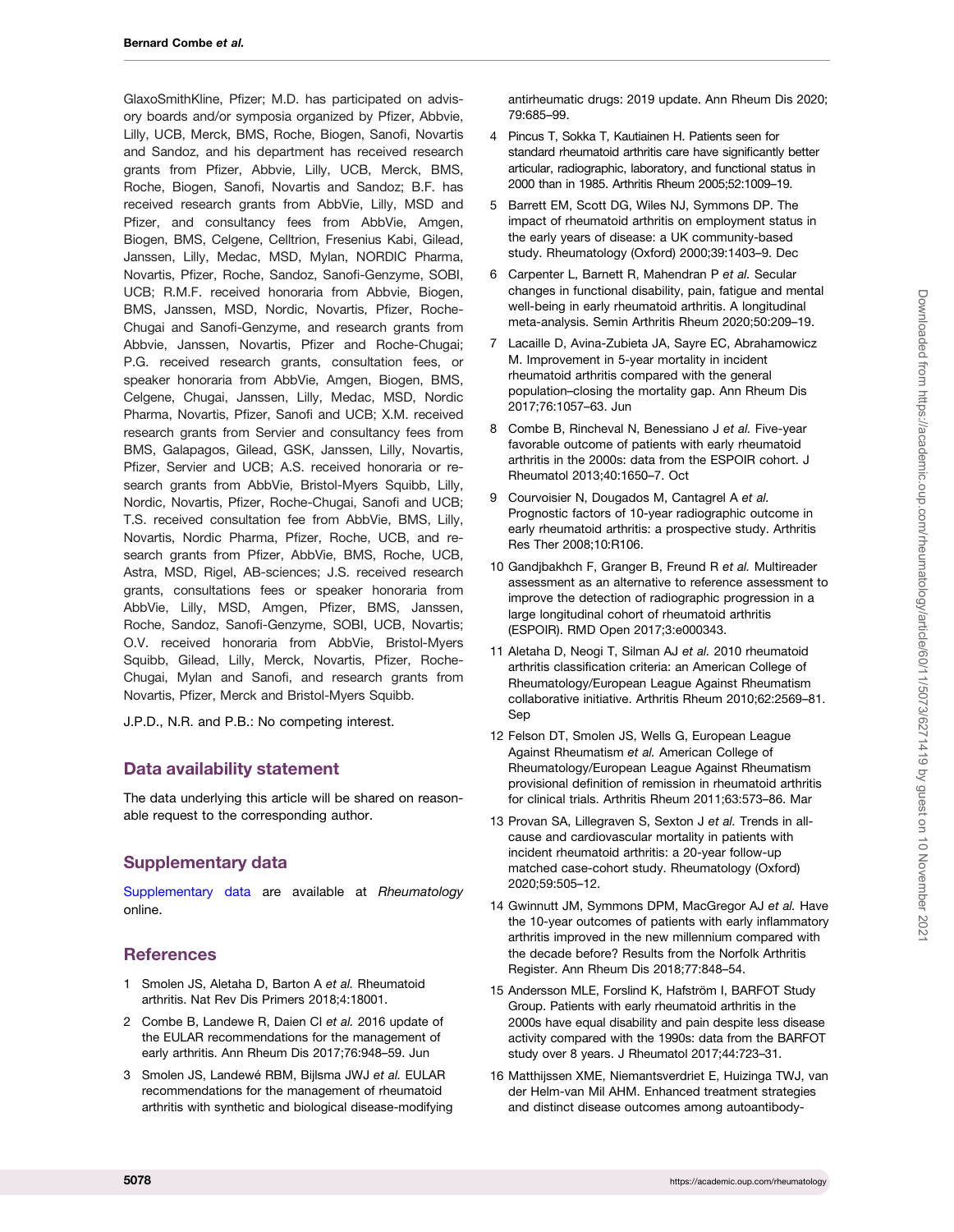GlaxoSmithKline, Pfizer; M.D. has participated on advisory boards and/or symposia organized by Pfizer, Abbvie, Lilly, UCB, Merck, BMS, Roche, Biogen, Sanofi, Novartis and Sandoz, and his department has received research grants from Pfizer, Abbvie, Lilly, UCB, Merck, BMS, Roche, Biogen, Sanofi, Novartis and Sandoz; B.F. has received research grants from AbbVie, Lilly, MSD and Pfizer, and consultancy fees from AbbVie, Amgen, Biogen, BMS, Celgene, Celltrion, Fresenius Kabi, Gilead, Janssen, Lilly, Medac, MSD, Mylan, NORDIC Pharma, Novartis, Pfizer, Roche, Sandoz, Sanofi-Genzyme, SOBI, UCB; R.M.F. received honoraria from Abbvie, Biogen, BMS, Janssen, MSD, Nordic, Novartis, Pfizer, Roche-Chugai and Sanofi-Genzyme, and research grants from Abbvie, Janssen, Novartis, Pfizer and Roche-Chugai; P.G. received research grants, consultation fees, or speaker honoraria from AbbVie, Amgen, Biogen, BMS, Celgene, Chugai, Janssen, Lilly, Medac, MSD, Nordic Pharma, Novartis, Pfizer, Sanofi and UCB; X.M. received research grants from Servier and consultancy fees from BMS, Galapagos, Gilead, GSK, Janssen, Lilly, Novartis, Pfizer, Servier and UCB; A.S. received honoraria or research grants from AbbVie, Bristol-Myers Squibb, Lilly, Nordic, Novartis, Pfizer, Roche-Chugai, Sanofi and UCB; T.S. received consultation fee from AbbVie, BMS, Lilly, Novartis, Nordic Pharma, Pfizer, Roche, UCB, and research grants from Pfizer, AbbVie, BMS, Roche, UCB, Astra, MSD, Rigel, AB-sciences; J.S. received research grants, consultations fees or speaker honoraria from AbbVie, Lilly, MSD, Amgen, Pfizer, BMS, Janssen, Roche, Sandoz, Sanofi-Genzyme, SOBI, UCB, Novartis; O.V. received honoraria from AbbVie, Bristol-Myers Squibb, Gilead, Lilly, Merck, Novartis, Pfizer, Roche-Chugai, Mylan and Sanofi, and research grants from Novartis, Pfizer, Merck and Bristol-Myers Squibb.

J.P.D., N.R. and P.B.: No competing interest.

## Data availability statement

The data underlying this article will be shared on reasonable request to the corresponding author.

## Supplementary data

Supplementary data are available at *Rheumatology* online.

## References

1. Smolen JS, Aletaha D, Barton A *et al.* Rheumatoid arthritis. Nat Rev Dis Primers 2018;4:18001.
2. Combe B, Landewe R, Daien CI *et al.* 2016 update of the EULAR recommendations for the management of early arthritis. Ann Rheum Dis 2017;76:948–59. Jun
3. Smolen JS, Landewé RBM, Bijlsma JWJ *et al.* EULAR recommendations for the management of rheumatoid arthritis with synthetic and biological disease-modifying antirheumatic drugs: 2019 update. Ann Rheum Dis 2020; 79:685–99.
4. Pincus T, Sokka T, Kautiainen H. Patients seen for standard rheumatoid arthritis care have significantly better articular, radiographic, laboratory, and functional status in 2000 than in 1985. Arthritis Rheum 2005;52:1009–19.
5. Barrett EM, Scott DG, Wiles NJ, Symmons DP. The impact of rheumatoid arthritis on employment status in the early years of disease: a UK community-based study. Rheumatology (Oxford) 2000;39:1403–9. Dec
6. Carpenter L, Barnett R, Mahendran P *et al.* Secular changes in functional disability, pain, fatigue and mental well-being in early rheumatoid arthritis. A longitudinal meta-analysis. Semin Arthritis Rheum 2020;50:209–19.
7. Lacaille D, Avina-Zubieta JA, Sayre EC, Abrahamowicz M. Improvement in 5-year mortality in incident rheumatoid arthritis compared with the general population–closing the mortality gap. Ann Rheum Dis 2017;76:1057–63. Jun
8. Combe B, Rincheval N, Benessiano J *et al.* Five-year favorable outcome of patients with early rheumatoid arthritis in the 2000s: data from the ESPOIR cohort. J Rheumatol 2013;40:1650–7. Oct
9. Courvoisier N, Dougados M, Cantagrel A *et al.* Prognostic factors of 10-year radiographic outcome in early rheumatoid arthritis: a prospective study. Arthritis Res Ther 2008;10:R106.
10. Gandjbakhch F, Granger B, Freund R *et al.* Multireader assessment as an alternative to reference assessment to improve the detection of radiographic progression in a large longitudinal cohort of rheumatoid arthritis (ESPOIR). RMD Open 2017;3:e000343.
11. Aletaha D, Neogi T, Silman AJ *et al.* 2010 rheumatoid arthritis classification criteria: an American College of Rheumatology/European League Against Rheumatism collaborative initiative. Arthritis Rheum 2010;62:2569–81. Sep
12. Felson DT, Smolen JS, Wells G, European League Against Rheumatism *et al.* American College of Rheumatology/European League Against Rheumatism provisional definition of remission in rheumatoid arthritis for clinical trials. Arthritis Rheum 2011;63:573–86. Mar
13. Provan SA, Lillegraven S, Sexton J *et al.* Trends in all-cause and cardiovascular mortality in patients with incident rheumatoid arthritis: a 20-year follow-up matched case-cohort study. Rheumatology (Oxford) 2020;59:505–12.
14. Gwinnutt JM, Symmons DPM, MacGregor AJ *et al.* Have the 10-year outcomes of patients with early inflammatory arthritis improved in the new millennium compared with the decade before? Results from the Norfolk Arthritis Register. Ann Rheum Dis 2018;77:848–54.
15. Andersson MLE, Forslind K, Hafström I, BARFOT Study Group. Patients with early rheumatoid arthritis in the 2000s have equal disability and pain despite less disease activity compared with the 1990s: data from the BARFOT study over 8 years. J Rheumatol 2017;44:723–31.
16. Matthijssen XME, Niemantsverdriet E, Huizinga TWJ, van der Helm-van Mil AHM. Enhanced treatment strategies and distinct disease outcomes among autoantibody-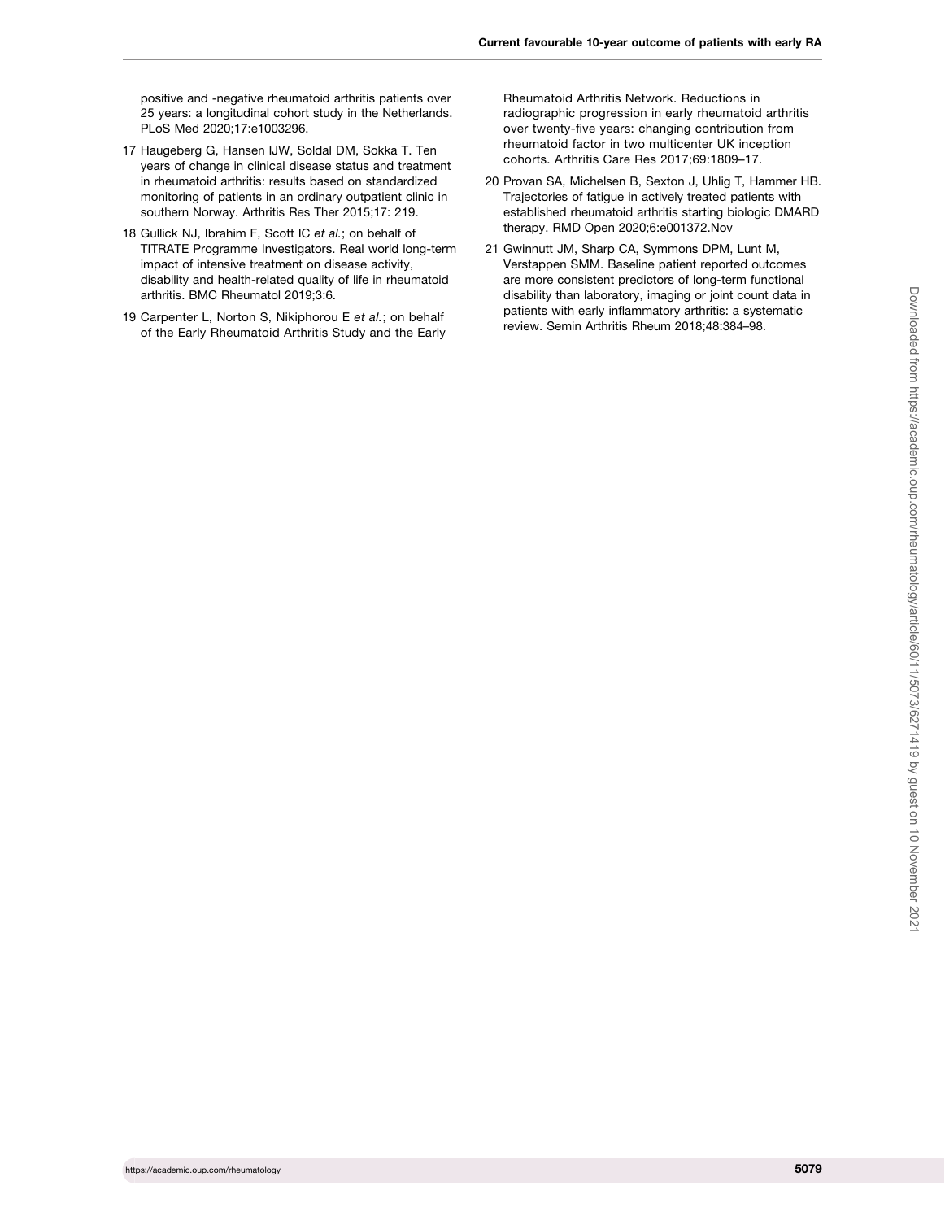positive and -negative rheumatoid arthritis patients over 25 years: a longitudinal cohort study in the Netherlands. PLoS Med 2020;17:e1003296.

17 Haugeberg G, Hansen IJW, Soldal DM, Sokka T. Ten years of change in clinical disease status and treatment in rheumatoid arthritis: results based on standardized monitoring of patients in an ordinary outpatient clinic in southern Norway. Arthritis Res Ther 2015;17: 219.

18 Gullick NJ, Ibrahim F, Scott IC *et al.*; on behalf of TITRATE Programme Investigators. Real world long-term impact of intensive treatment on disease activity, disability and health-related quality of life in rheumatoid arthritis. BMC Rheumatol 2019;3:6.

19 Carpenter L, Norton S, Nikiphorou E *et al.*; on behalf of the Early Rheumatoid Arthritis Study and the Early Rheumatoid Arthritis Network. Reductions in radiographic progression in early rheumatoid arthritis over twenty-five years: changing contribution from rheumatoid factor in two multicenter UK inception cohorts. Arthritis Care Res 2017;69:1809–17.

20 Provan SA, Michelsen B, Sexton J, Uhlig T, Hammer HB. Trajectories of fatigue in actively treated patients with established rheumatoid arthritis starting biologic DMARD therapy. RMD Open 2020;6:e001372.Nov

21 Gwinnutt JM, Sharp CA, Symmons DPM, Lunt M, Verstappen SMM. Baseline patient reported outcomes are more consistent predictors of long-term functional disability than laboratory, imaging or joint count data in patients with early inflammatory arthritis: a systematic review. Semin Arthritis Rheum 2018;48:384–98.